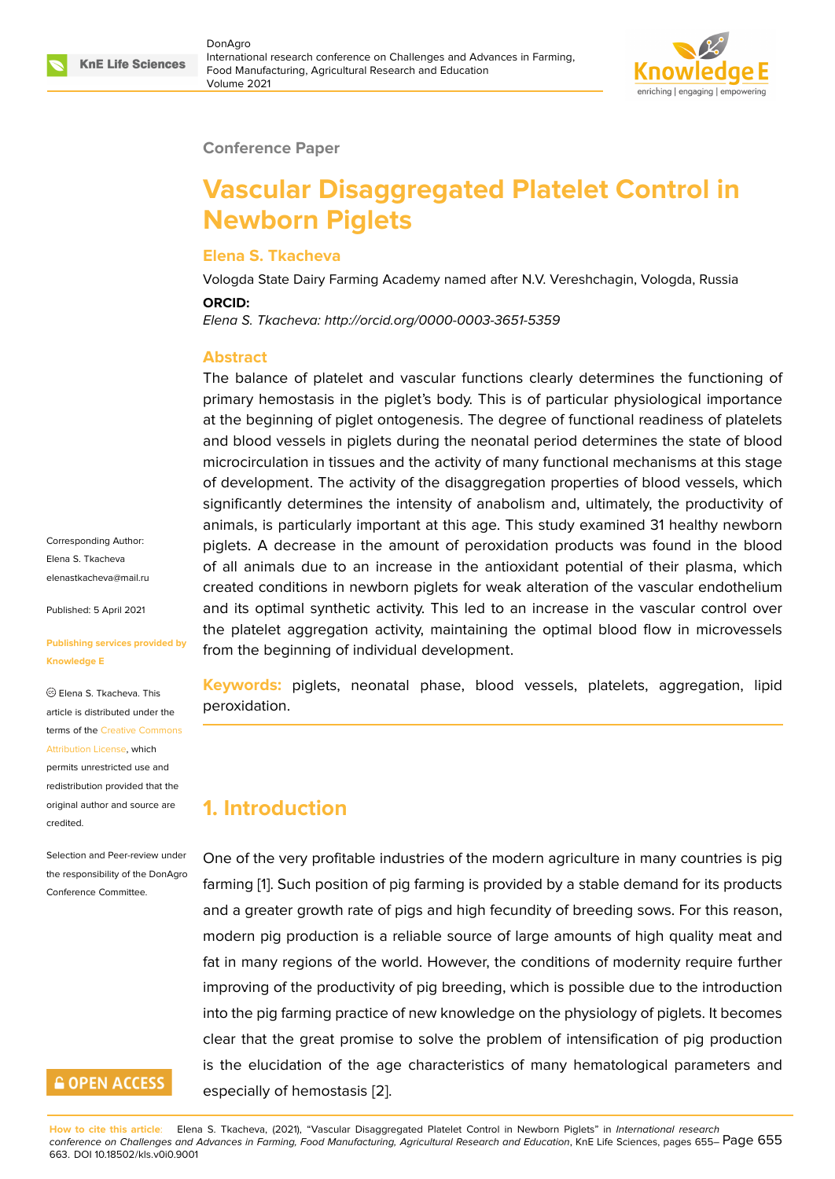**Conference Paper**

# Vascular Disaggregated Platelet Control in Newborn Piglets

**Elena S. Tkacheva**

Vologda State Dairy Farming Academy named after N.V. Vereshchagin, Vologda, Russia

**ORCID:**

*Elena S. Tkacheva: http://orcid.org/0000-0003-3651-5359*

Corresponding Author: Elena S. Tkacheva elenastkacheva@mail.ru

Published: 5 April 2021

**Publishing services provided by Knowledge E**

© Elena S. Tkacheva. This article is distributed under the terms of the Creative Commons Attribution License, which permits unrestricted use and redistribution provided that the original author and source are credited.

Selection and Peer-review under the responsibility of the DonAgro Conference Committee.

## Abstract

The balance of platelet and vascular functions clearly determines the functioning of primary hemostasis in the piglet's body. This is of particular physiological importance at the beginning of piglet ontogenesis. The degree of functional readiness of platelets and blood vessels in piglets during the neonatal period determines the state of blood microcirculation in tissues and the activity of many functional mechanisms at this stage of development. The activity of the disaggregation properties of blood vessels, which significantly determines the intensity of anabolism and, ultimately, the productivity of animals, is particularly important at this age. This study examined 31 healthy newborn piglets. A decrease in the amount of peroxidation products was found in the blood of all animals due to an increase in the antioxidant potential of their plasma, which created conditions in newborn piglets for weak alteration of the vascular endothelium and its optimal synthetic activity. This led to an increase in the vascular control over the platelet aggregation activity, maintaining the optimal blood flow in microvessels from the beginning of individual development.

**Keywords:** piglets, neonatal phase, blood vessels, platelets, aggregation, lipid peroxidation.

## 1. Introduction

One of the very profitable industries of the modern agriculture in many countries is pig farming [1]. Such position of pig farming is provided by a stable demand for its products and a greater growth rate of pigs and high fecundity of breeding sows. For this reason, modern pig production is a reliable source of large amounts of high quality meat and fat in many regions of the world. However, the conditions of modernity require further improving of the productivity of pig breeding, which is possible due to the introduction into the pig farming practice of new knowledge on the physiology of piglets. It becomes clear that the great promise to solve the problem of intensification of pig production is the elucidation of the age characteristics of many hematological parameters and especially of hemostasis [2].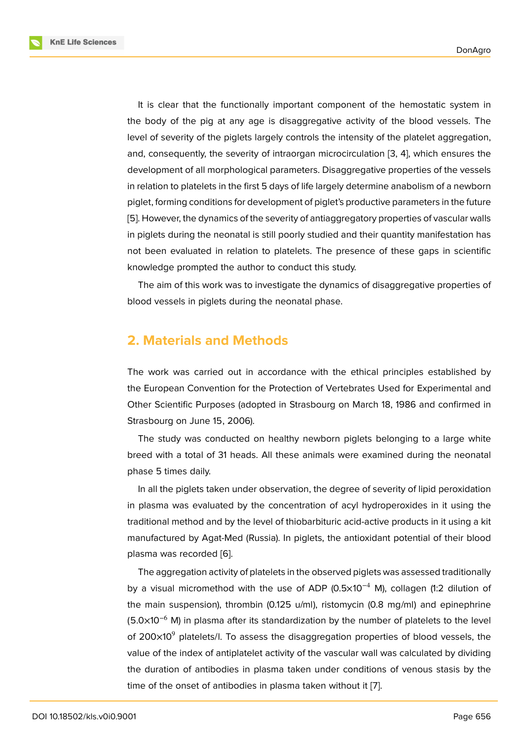It is clear that the functionally important component of the hemostatic system in the body of the pig at any age is disaggregative activity of the blood vessels. The level of severity of the piglets largely controls the intensity of the platelet aggregation, and, consequently, the severity of intraorgan microcirculation [3, 4], which ensures the development of all morphological parameters. Disaggregative properties of the vessels in relation to platelets in the first 5 days of life largely determine anabolism of a newborn piglet, forming conditions for development of piglet's productive parameters in the future [5]. However, the dynamics of the severity of antiaggregatory properties of vascular walls in piglets during the neonatal is still poorly studied and their quantity manifestation has not been evaluated in relation to platelets. The presence of these gaps in scientific knowledge prompted the author to conduct this study.

The aim of this work was to investigate the dynamics of disaggregative properties of blood vessels in piglets during the neonatal phase.

## 2. Materials and Methods

The work was carried out in accordance with the ethical principles established by the European Convention for the Protection of Vertebrates Used for Experimental and Other Scientific Purposes (adopted in Strasbourg on March 18, 1986 and confirmed in Strasbourg on June 15, 2006).

The study was conducted on healthy newborn piglets belonging to a large white breed with a total of 31 heads. All these animals were examined during the neonatal phase 5 times daily.

In all the piglets taken under observation, the degree of severity of lipid peroxidation in plasma was evaluated by the concentration of acyl hydroperoxides in it using the traditional method and by the level of thiobarbituric acid-active products in it using a kit manufactured by Agat-Med (Russia). In piglets, the antioxidant potential of their blood plasma was recorded [6].

The aggregation activity of platelets in the observed piglets was assessed traditionally by a visual micromethod with the use of ADP ($0.5\times10^{-4}$ M), collagen (1:2 dilution of the main suspension), thrombin (0.125 u/ml), ristomycin (0.8 mg/ml) and epinephrine ($5.0\times10^{-6}$ M) in plasma after its standardization by the number of platelets to the level of $200\times10^{9}$ platelets/l. To assess the disaggregation properties of blood vessels, the value of the index of antiplatelet activity of the vascular wall was calculated by dividing the duration of antibodies in plasma taken under conditions of venous stasis by the time of the onset of antibodies in plasma taken without it [7].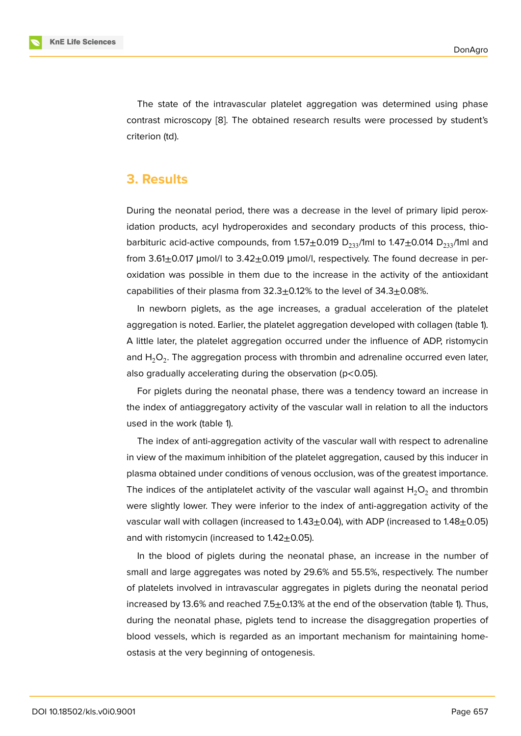The state of the intravascular platelet aggregation was determined using phase contrast microscopy [8]. The obtained research results were processed by student's criterion (td).

## 3. Results

During the neonatal period, there was a decrease in the level of primary lipid peroxidation products, acyl hydroperoxides and secondary products of this process, thiobarbituric acid-active compounds, from 1.57±0.019 $D_{233}$/1ml to 1.47±0.014 $D_{233}$/1ml and from 3.61±0.017 μmol/l to 3.42±0.019 μmol/l, respectively. The found decrease in peroxidation was possible in them due to the increase in the activity of the antioxidant capabilities of their plasma from 32.3±0.12% to the level of 34.3±0.08%.

In newborn piglets, as the age increases, a gradual acceleration of the platelet aggregation is noted. Earlier, the platelet aggregation developed with collagen (table 1). A little later, the platelet aggregation occurred under the influence of ADP, ristomycin and $H_2O_2$. The aggregation process with thrombin and adrenaline occurred even later, also gradually accelerating during the observation ($p<0.05$).

For piglets during the neonatal phase, there was a tendency toward an increase in the index of antiaggregatory activity of the vascular wall in relation to all the inductors used in the work (table 1).

The index of anti-aggregation activity of the vascular wall with respect to adrenaline in view of the maximum inhibition of the platelet aggregation, caused by this inducer in plasma obtained under conditions of venous occlusion, was of the greatest importance. The indices of the antiplatelet activity of the vascular wall against $H_2O_2$ and thrombin were slightly lower. They were inferior to the index of anti-aggregation activity of the vascular wall with collagen (increased to 1.43±0.04), with ADP (increased to 1.48±0.05) and with ristomycin (increased to 1.42±0.05).

In the blood of piglets during the neonatal phase, an increase in the number of small and large aggregates was noted by 29.6% and 55.5%, respectively. The number of platelets involved in intravascular aggregates in piglets during the neonatal period increased by 13.6% and reached 7.5±0.13% at the end of the observation (table 1). Thus, during the neonatal phase, piglets tend to increase the disaggregation properties of blood vessels, which is regarded as an important mechanism for maintaining homeostasis at the very beginning of ontogenesis.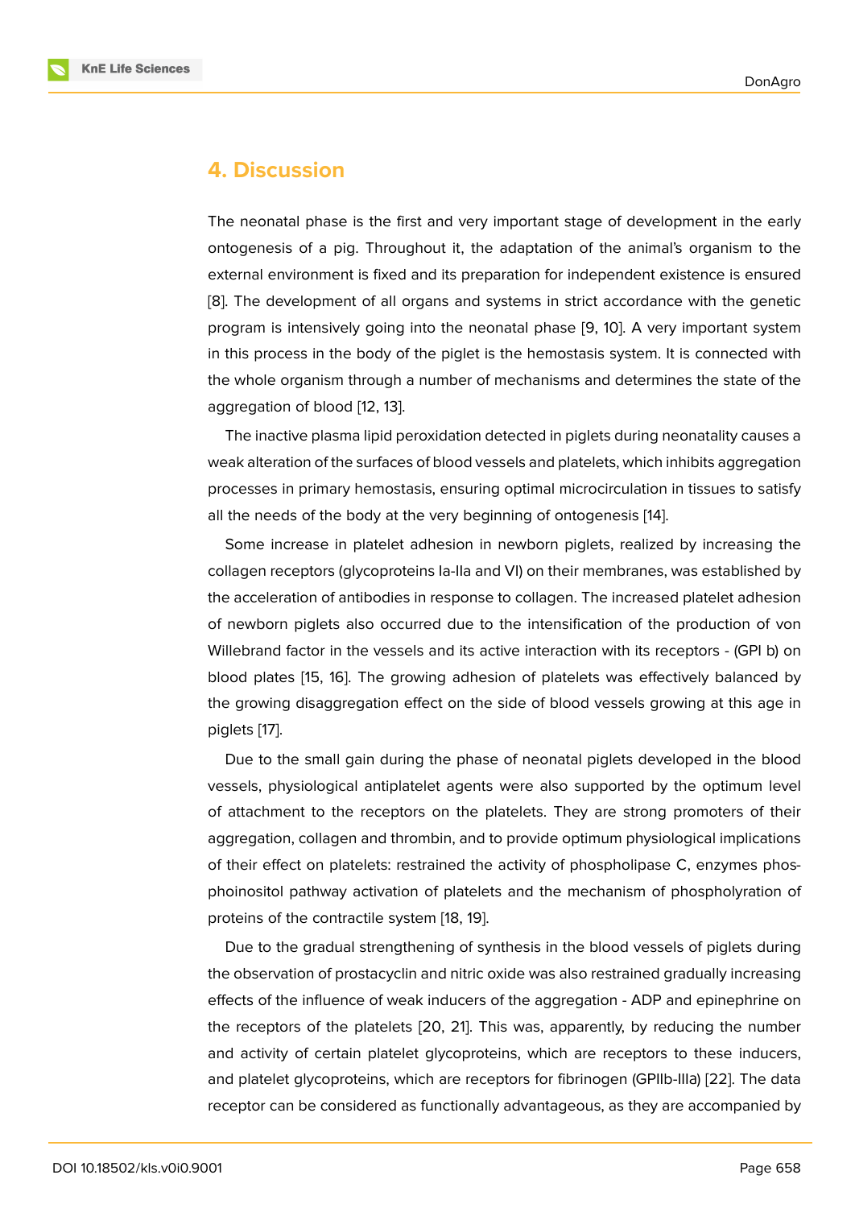## 4. Discussion

The neonatal phase is the first and very important stage of development in the early ontogenesis of a pig. Throughout it, the adaptation of the animal's organism to the external environment is fixed and its preparation for independent existence is ensured [8]. The development of all organs and systems in strict accordance with the genetic program is intensively going into the neonatal phase [9, 10]. A very important system in this process in the body of the piglet is the hemostasis system. It is connected with the whole organism through a number of mechanisms and determines the state of the aggregation of blood [12, 13].

The inactive plasma lipid peroxidation detected in piglets during neonatality causes a weak alteration of the surfaces of blood vessels and platelets, which inhibits aggregation processes in primary hemostasis, ensuring optimal microcirculation in tissues to satisfy all the needs of the body at the very beginning of ontogenesis [14].

Some increase in platelet adhesion in newborn piglets, realized by increasing the collagen receptors (glycoproteins Ia-IIa and VI) on their membranes, was established by the acceleration of antibodies in response to collagen. The increased platelet adhesion of newborn piglets also occurred due to the intensification of the production of von Willebrand factor in the vessels and its active interaction with its receptors - (GPI b) on blood plates [15, 16]. The growing adhesion of platelets was effectively balanced by the growing disaggregation effect on the side of blood vessels growing at this age in piglets [17].

Due to the small gain during the phase of neonatal piglets developed in the blood vessels, physiological antiplatelet agents were also supported by the optimum level of attachment to the receptors on the platelets. They are strong promoters of their aggregation, collagen and thrombin, and to provide optimum physiological implications of their effect on platelets: restrained the activity of phospholipase C, enzymes phosphoinositol pathway activation of platelets and the mechanism of phospholyration of proteins of the contractile system [18, 19].

Due to the gradual strengthening of synthesis in the blood vessels of piglets during the observation of prostacyclin and nitric oxide was also restrained gradually increasing effects of the influence of weak inducers of the aggregation - ADP and epinephrine on the receptors of the platelets [20, 21]. This was, apparently, by reducing the number and activity of certain platelet glycoproteins, which are receptors to these inducers, and platelet glycoproteins, which are receptors for fibrinogen (GPIIb-IIIa) [22]. The data receptor can be considered as functionally advantageous, as they are accompanied by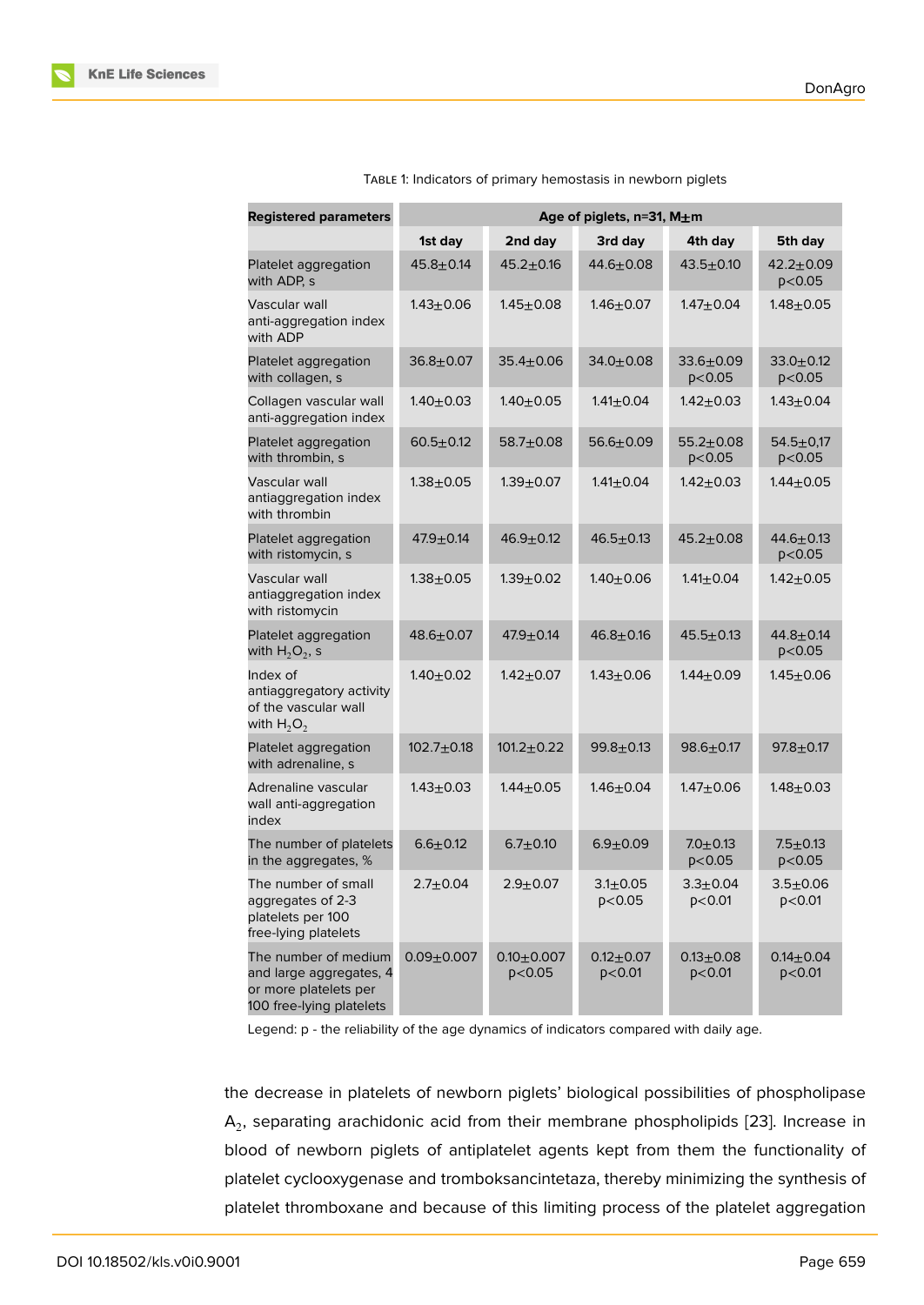Table 1: Indicators of primary hemostasis in newborn piglets

| Registered parameters | Age of piglets, n=31, M±m | | | | |
|---|---|---|---|---|---|
| | 1st day | 2nd day | 3rd day | 4th day | 5th day |
| Platelet aggregation with ADP, s | 45.8±0.14 | 45.2±0.16 | 44.6±0.08 | 43.5±0.10 | 42.2±0.09 $p<0.05$ |
| Vascular wall anti-aggregation index with ADP | 1.43±0.06 | 1.45±0.08 | 1.46±0.07 | 1.47±0.04 | 1.48±0.05 |
| Platelet aggregation with collagen, s | 36.8±0.07 | 35.4±0.06 | 34.0±0.08 | 33.6±0.09 $p<0.05$ | 33.0±0.12 $p<0.05$ |
| Collagen vascular wall anti-aggregation index | 1.40±0.03 | 1.40±0.05 | 1.41±0.04 | 1.42±0.03 | 1.43±0.04 |
| Platelet aggregation with thrombin, s | 60.5±0.12 | 58.7±0.08 | 56.6±0.09 | 55.2±0.08 $p<0.05$ | 54.5±0,17 $p<0.05$ |
| Vascular wall antiaggregation index with thrombin | 1.38±0.05 | 1.39±0.07 | 1.41±0.04 | 1.42±0.03 | 1.44±0.05 |
| Platelet aggregation with ristomycin, s | 47.9±0.14 | 46.9±0.12 | 46.5±0.13 | 45.2±0.08 | 44.6±0.13 $p<0.05$ |
| Vascular wall antiaggregation index with ristomycin | 1.38±0.05 | 1.39±0.02 | 1.40±0.06 | 1.41±0.04 | 1.42±0.05 |
| Platelet aggregation with $H_2O_2$, s | 48.6±0.07 | 47.9±0.14 | 46.8±0.16 | 45.5±0.13 | 44.8±0.14 $p<0.05$ |
| Index of antiaggregatory activity of the vascular wall with $H_2O_2$ | 1.40±0.02 | 1.42±0.07 | 1.43±0.06 | 1.44±0.09 | 1.45±0.06 |
| Platelet aggregation with adrenaline, s | 102.7±0.18 | 101.2±0.22 | 99.8±0.13 | 98.6±0.17 | 97.8±0.17 |
| Adrenaline vascular wall anti-aggregation index | 1.43±0.03 | 1.44±0.05 | 1.46±0.04 | 1.47±0.06 | 1.48±0.03 |
| The number of platelets in the aggregates, % | 6.6±0.12 | 6.7±0.10 | 6.9±0.09 | 7.0±0.13 $p<0.05$ | 7.5±0.13 $p<0.05$ |
| The number of small aggregates of 2-3 platelets per 100 free-lying platelets | 2.7±0.04 | 2.9±0.07 | 3.1±0.05 $p<0.05$ | 3.3±0.04 $p<0.01$ | 3.5±0.06 $p<0.01$ |
| The number of medium and large aggregates, 4 or more platelets per 100 free-lying platelets | 0.09±0.007 | 0.10±0.007 $p<0.05$ | 0.12±0.07 $p<0.01$ | 0.13±0.08 $p<0.01$ | 0.14±0.04 $p<0.01$ |

Legend: p - the reliability of the age dynamics of indicators compared with daily age.

the decrease in platelets of newborn piglets' biological possibilities of phospholipase $A_2$, separating arachidonic acid from their membrane phospholipids [23]. Increase in blood of newborn piglets of antiplatelet agents kept from them the functionality of platelet cyclooxygenase and tromboksancintetaza, thereby minimizing the synthesis of platelet thromboxane and because of this limiting process of the platelet aggregation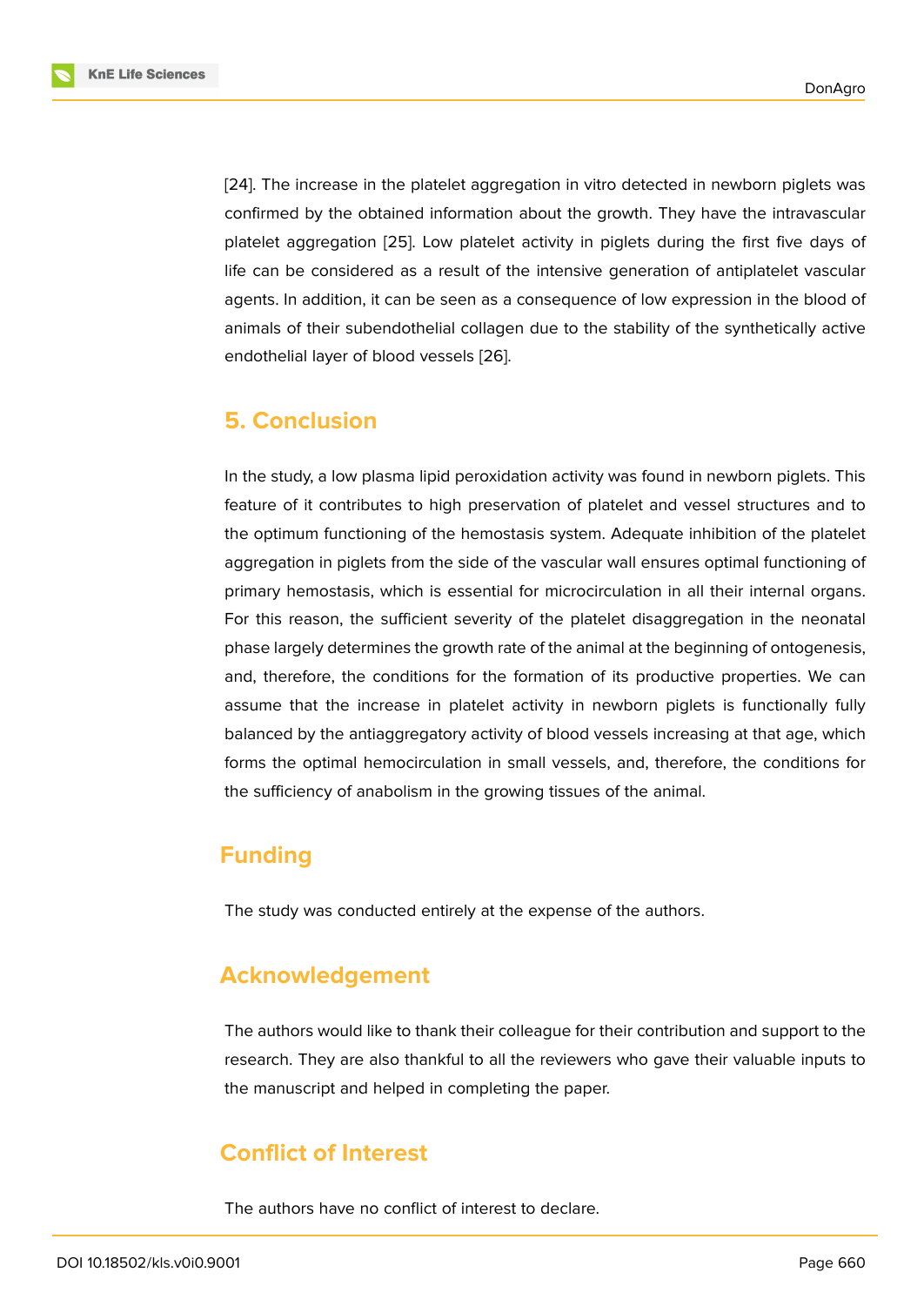[24]. The increase in the platelet aggregation in vitro detected in newborn piglets was confirmed by the obtained information about the growth. They have the intravascular platelet aggregation [25]. Low platelet activity in piglets during the first five days of life can be considered as a result of the intensive generation of antiplatelet vascular agents. In addition, it can be seen as a consequence of low expression in the blood of animals of their subendothelial collagen due to the stability of the synthetically active endothelial layer of blood vessels [26].

## 5. Conclusion

In the study, a low plasma lipid peroxidation activity was found in newborn piglets. This feature of it contributes to high preservation of platelet and vessel structures and to the optimum functioning of the hemostasis system. Adequate inhibition of the platelet aggregation in piglets from the side of the vascular wall ensures optimal functioning of primary hemostasis, which is essential for microcirculation in all their internal organs. For this reason, the sufficient severity of the platelet disaggregation in the neonatal phase largely determines the growth rate of the animal at the beginning of ontogenesis, and, therefore, the conditions for the formation of its productive properties. We can assume that the increase in platelet activity in newborn piglets is functionally fully balanced by the antiaggregatory activity of blood vessels increasing at that age, which forms the optimal hemocirculation in small vessels, and, therefore, the conditions for the sufficiency of anabolism in the growing tissues of the animal.

## Funding

The study was conducted entirely at the expense of the authors.

## Acknowledgement

The authors would like to thank their colleague for their contribution and support to the research. They are also thankful to all the reviewers who gave their valuable inputs to the manuscript and helped in completing the paper.

## Conflict of Interest

The authors have no conflict of interest to declare.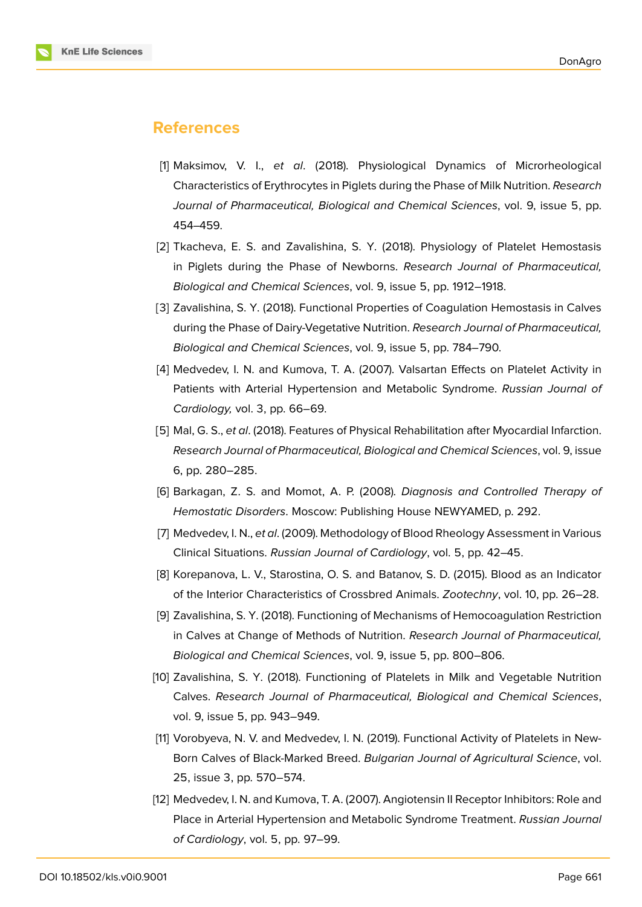## References

[1] Maksimov, V. I., *et al*. (2018). Physiological Dynamics of Microrheological Characteristics of Erythrocytes in Piglets during the Phase of Milk Nutrition. *Research Journal of Pharmaceutical, Biological and Chemical Sciences*, vol. 9, issue 5, pp. 454–459.

[2] Tkacheva, E. S. and Zavalishina, S. Y. (2018). Physiology of Platelet Hemostasis in Piglets during the Phase of Newborns. *Research Journal of Pharmaceutical, Biological and Chemical Sciences*, vol. 9, issue 5, pp. 1912–1918.

[3] Zavalishina, S. Y. (2018). Functional Properties of Coagulation Hemostasis in Calves during the Phase of Dairy-Vegetative Nutrition. *Research Journal of Pharmaceutical, Biological and Chemical Sciences*, vol. 9, issue 5, pp. 784–790.

[4] Medvedev, I. N. and Kumova, T. A. (2007). Valsartan Effects on Platelet Activity in Patients with Arterial Hypertension and Metabolic Syndrome. *Russian Journal of Cardiology,* vol. 3, pp. 66–69.

[5] Mal, G. S., *et al*. (2018). Features of Physical Rehabilitation after Myocardial Infarction. *Research Journal of Pharmaceutical, Biological and Chemical Sciences*, vol. 9, issue 6, pp. 280–285.

[6] Barkagan, Z. S. and Momot, A. P. (2008). *Diagnosis and Controlled Therapy of Hemostatic Disorders*. Moscow: Publishing House NEWYAMED, p. 292.

[7] Medvedev, I. N., *et al*. (2009). Methodology of Blood Rheology Assessment in Various Clinical Situations. *Russian Journal of Cardiology*, vol. 5, pp. 42–45.

[8] Korepanova, L. V., Starostina, O. S. and Batanov, S. D. (2015). Blood as an Indicator of the Interior Characteristics of Crossbred Animals. *Zootechny*, vol. 10, pp. 26–28.

[9] Zavalishina, S. Y. (2018). Functioning of Mechanisms of Hemocoagulation Restriction in Calves at Change of Methods of Nutrition. *Research Journal of Pharmaceutical, Biological and Chemical Sciences*, vol. 9, issue 5, pp. 800–806.

[10] Zavalishina, S. Y. (2018). Functioning of Platelets in Milk and Vegetable Nutrition Calves. *Research Journal of Pharmaceutical, Biological and Chemical Sciences*, vol. 9, issue 5, pp. 943–949.

[11] Vorobyeva, N. V. and Medvedev, I. N. (2019). Functional Activity of Platelets in New-Born Calves of Black-Marked Breed. *Bulgarian Journal of Agricultural Science*, vol. 25, issue 3, pp. 570–574.

[12] Medvedev, I. N. and Kumova, T. A. (2007). Angiotensin II Receptor Inhibitors: Role and Place in Arterial Hypertension and Metabolic Syndrome Treatment. *Russian Journal of Cardiology*, vol. 5, pp. 97–99.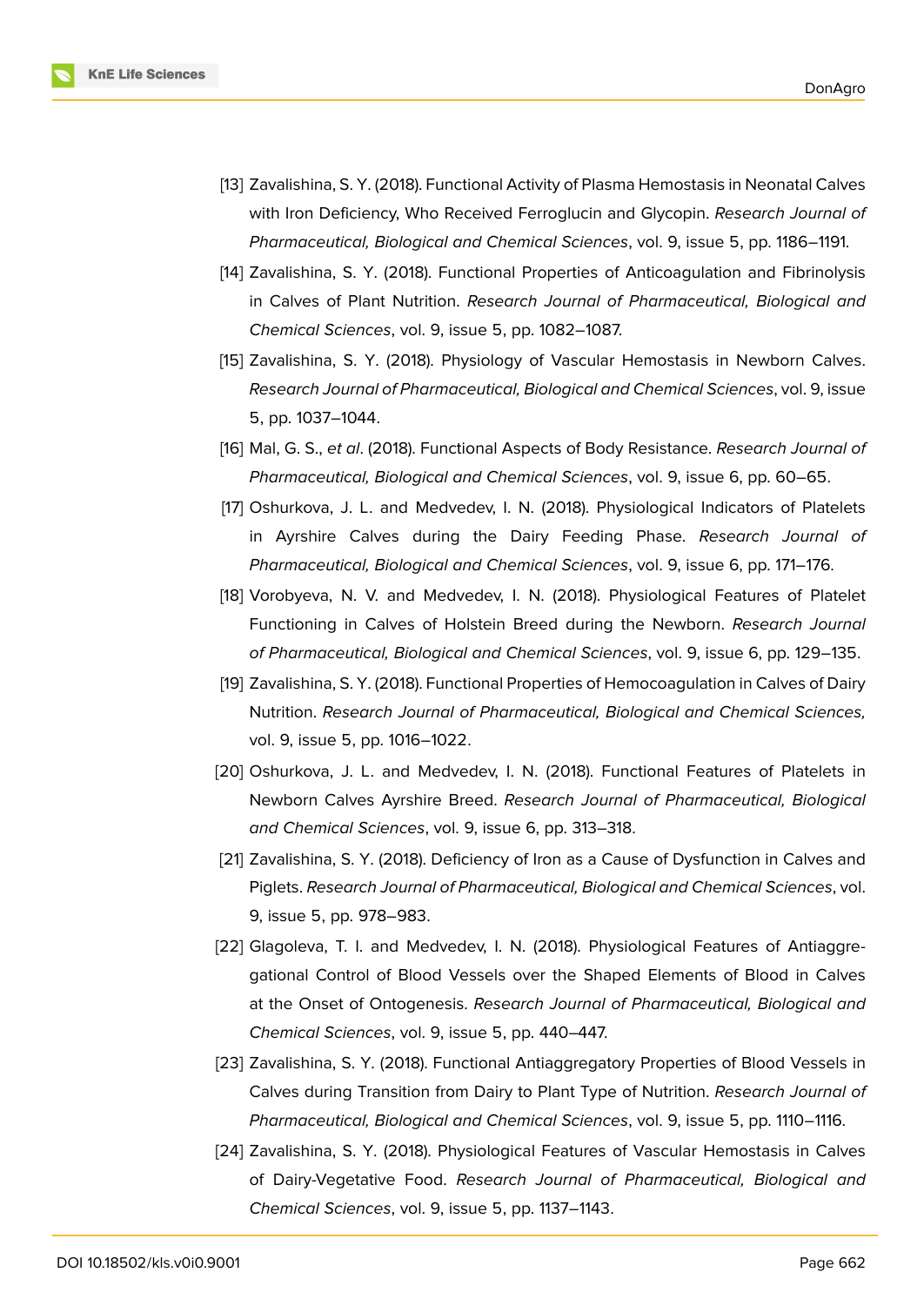[13] Zavalishina, S. Y. (2018). Functional Activity of Plasma Hemostasis in Neonatal Calves with Iron Deficiency, Who Received Ferroglucin and Glycopin. *Research Journal of Pharmaceutical, Biological and Chemical Sciences*, vol. 9, issue 5, pp. 1186–1191.

[14] Zavalishina, S. Y. (2018). Functional Properties of Anticoagulation and Fibrinolysis in Calves of Plant Nutrition. *Research Journal of Pharmaceutical, Biological and Chemical Sciences*, vol. 9, issue 5, pp. 1082–1087.

[15] Zavalishina, S. Y. (2018). Physiology of Vascular Hemostasis in Newborn Calves. *Research Journal of Pharmaceutical, Biological and Chemical Sciences*, vol. 9, issue 5, pp. 1037–1044.

[16] Mal, G. S., *et al*. (2018). Functional Aspects of Body Resistance. *Research Journal of Pharmaceutical, Biological and Chemical Sciences*, vol. 9, issue 6, pp. 60–65.

[17] Oshurkova, J. L. and Medvedev, I. N. (2018). Physiological Indicators of Platelets in Ayrshire Calves during the Dairy Feeding Phase. *Research Journal of Pharmaceutical, Biological and Chemical Sciences*, vol. 9, issue 6, pp. 171–176.

[18] Vorobyeva, N. V. and Medvedev, I. N. (2018). Physiological Features of Platelet Functioning in Calves of Holstein Breed during the Newborn. *Research Journal of Pharmaceutical, Biological and Chemical Sciences*, vol. 9, issue 6, pp. 129–135.

[19] Zavalishina, S. Y. (2018). Functional Properties of Hemocoagulation in Calves of Dairy Nutrition. *Research Journal of Pharmaceutical, Biological and Chemical Sciences,* vol. 9, issue 5, pp. 1016–1022.

[20] Oshurkova, J. L. and Medvedev, I. N. (2018). Functional Features of Platelets in Newborn Calves Ayrshire Breed. *Research Journal of Pharmaceutical, Biological and Chemical Sciences*, vol. 9, issue 6, pp. 313–318.

[21] Zavalishina, S. Y. (2018). Deficiency of Iron as a Cause of Dysfunction in Calves and Piglets. *Research Journal of Pharmaceutical, Biological and Chemical Sciences*, vol. 9, issue 5, pp. 978–983.

[22] Glagoleva, T. I. and Medvedev, I. N. (2018). Physiological Features of Antiaggregational Control of Blood Vessels over the Shaped Elements of Blood in Calves at the Onset of Ontogenesis. *Research Journal of Pharmaceutical, Biological and Chemical Sciences*, vol. 9, issue 5, pp. 440–447.

[23] Zavalishina, S. Y. (2018). Functional Antiaggregatory Properties of Blood Vessels in Calves during Transition from Dairy to Plant Type of Nutrition. *Research Journal of Pharmaceutical, Biological and Chemical Sciences*, vol. 9, issue 5, pp. 1110–1116.

[24] Zavalishina, S. Y. (2018). Physiological Features of Vascular Hemostasis in Calves of Dairy-Vegetative Food. *Research Journal of Pharmaceutical, Biological and Chemical Sciences*, vol. 9, issue 5, pp. 1137–1143.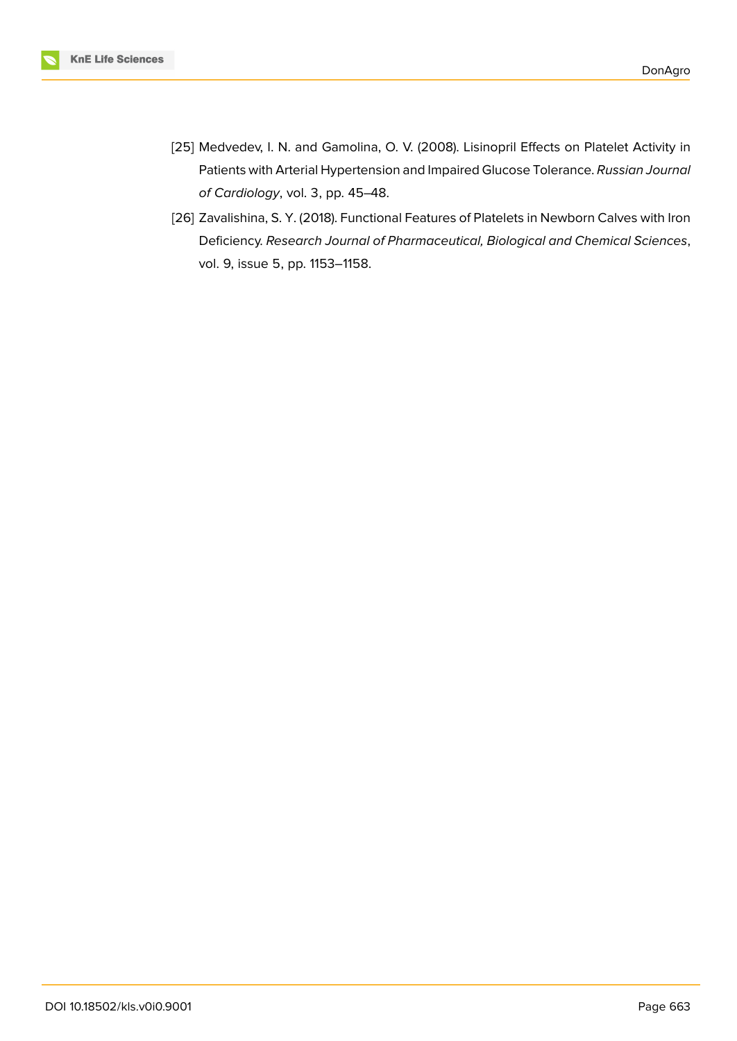[25] Medvedev, I. N. and Gamolina, O. V. (2008). Lisinopril Effects on Platelet Activity in Patients with Arterial Hypertension and Impaired Glucose Tolerance. *Russian Journal of Cardiology*, vol. 3, pp. 45–48.

[26] Zavalishina, S. Y. (2018). Functional Features of Platelets in Newborn Calves with Iron Deficiency. *Research Journal of Pharmaceutical, Biological and Chemical Sciences*, vol. 9, issue 5, pp. 1153–1158.